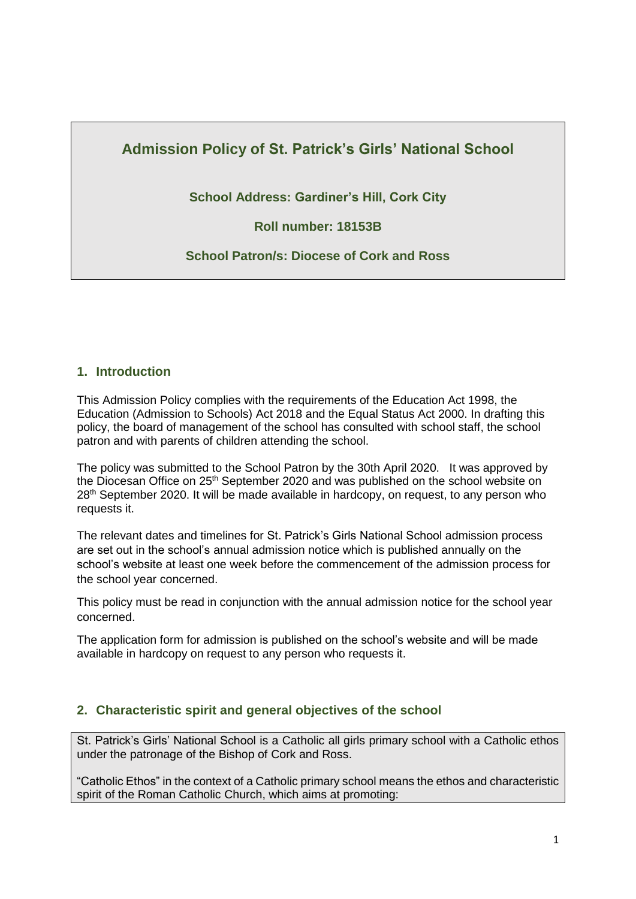# Admission Policy of St. Patrick's Girls' National School

**School Address: Gardiner's Hill, Cork City**

**Roll number: 18153B**

**School Patron/s: Diocese of Cork and Ross**

## 1. Introduction

This Admission Policy complies with the requirements of the Education Act 1998, the Education (Admission to Schools) Act 2018 and the Equal Status Act 2000. In drafting this policy, the board of management of the school has consulted with school staff, the school patron and with parents of children attending the school.

The policy was submitted to the School Patron by the 30th April 2020. It was approved by the Diocesan Office on 25th September 2020 and was published on the school website on 28th September 2020. It will be made available in hardcopy, on request, to any person who requests it.

The relevant dates and timelines for St. Patrick's Girls National School admission process are set out in the school's annual admission notice which is published annually on the school's website at least one week before the commencement of the admission process for the school year concerned.

This policy must be read in conjunction with the annual admission notice for the school year concerned.

The application form for admission is published on the school's website and will be made available in hardcopy on request to any person who requests it.

## 2. Characteristic spirit and general objectives of the school

St. Patrick's Girls' National School is a Catholic all girls primary school with a Catholic ethos under the patronage of the Bishop of Cork and Ross.

"Catholic Ethos" in the context of a Catholic primary school means the ethos and characteristic spirit of the Roman Catholic Church, which aims at promoting: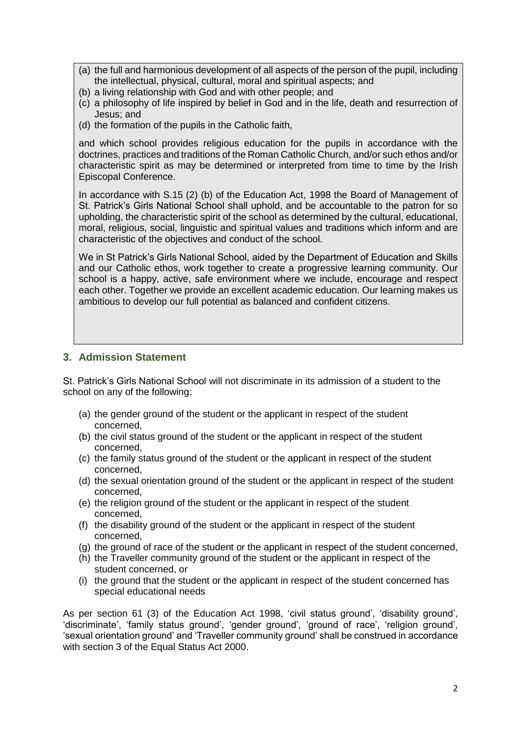(a) the full and harmonious development of all aspects of the person of the pupil, including the intellectual, physical, cultural, moral and spiritual aspects; and
(b) a living relationship with God and with other people; and
(c) a philosophy of life inspired by belief in God and in the life, death and resurrection of Jesus; and
(d) the formation of the pupils in the Catholic faith,

and which school provides religious education for the pupils in accordance with the doctrines, practices and traditions of the Roman Catholic Church, and/or such ethos and/or characteristic spirit as may be determined or interpreted from time to time by the Irish Episcopal Conference.

In accordance with S.15 (2) (b) of the Education Act, 1998 the Board of Management of St. Patrick's Girls National School shall uphold, and be accountable to the patron for so upholding, the characteristic spirit of the school as determined by the cultural, educational, moral, religious, social, linguistic and spiritual values and traditions which inform and are characteristic of the objectives and conduct of the school.

We in St Patrick's Girls National School, aided by the Department of Education and Skills and our Catholic ethos, work together to create a progressive learning community. Our school is a happy, active, safe environment where we include, encourage and respect each other. Together we provide an excellent academic education. Our learning makes us ambitious to develop our full potential as balanced and confident citizens.

## 3. Admission Statement

St. Patrick's Girls National School will not discriminate in its admission of a student to the school on any of the following:

(a) the gender ground of the student or the applicant in respect of the student concerned,
(b) the civil status ground of the student or the applicant in respect of the student concerned,
(c) the family status ground of the student or the applicant in respect of the student concerned,
(d) the sexual orientation ground of the student or the applicant in respect of the student concerned,
(e) the religion ground of the student or the applicant in respect of the student concerned,
(f) the disability ground of the student or the applicant in respect of the student concerned,
(g) the ground of race of the student or the applicant in respect of the student concerned,
(h) the Traveller community ground of the student or the applicant in respect of the student concerned, or
(i) the ground that the student or the applicant in respect of the student concerned has special educational needs

As per section 61 (3) of the Education Act 1998, 'civil status ground', 'disability ground', 'discriminate', 'family status ground', 'gender ground', 'ground of race', 'religion ground', 'sexual orientation ground' and 'Traveller community ground' shall be construed in accordance with section 3 of the Equal Status Act 2000.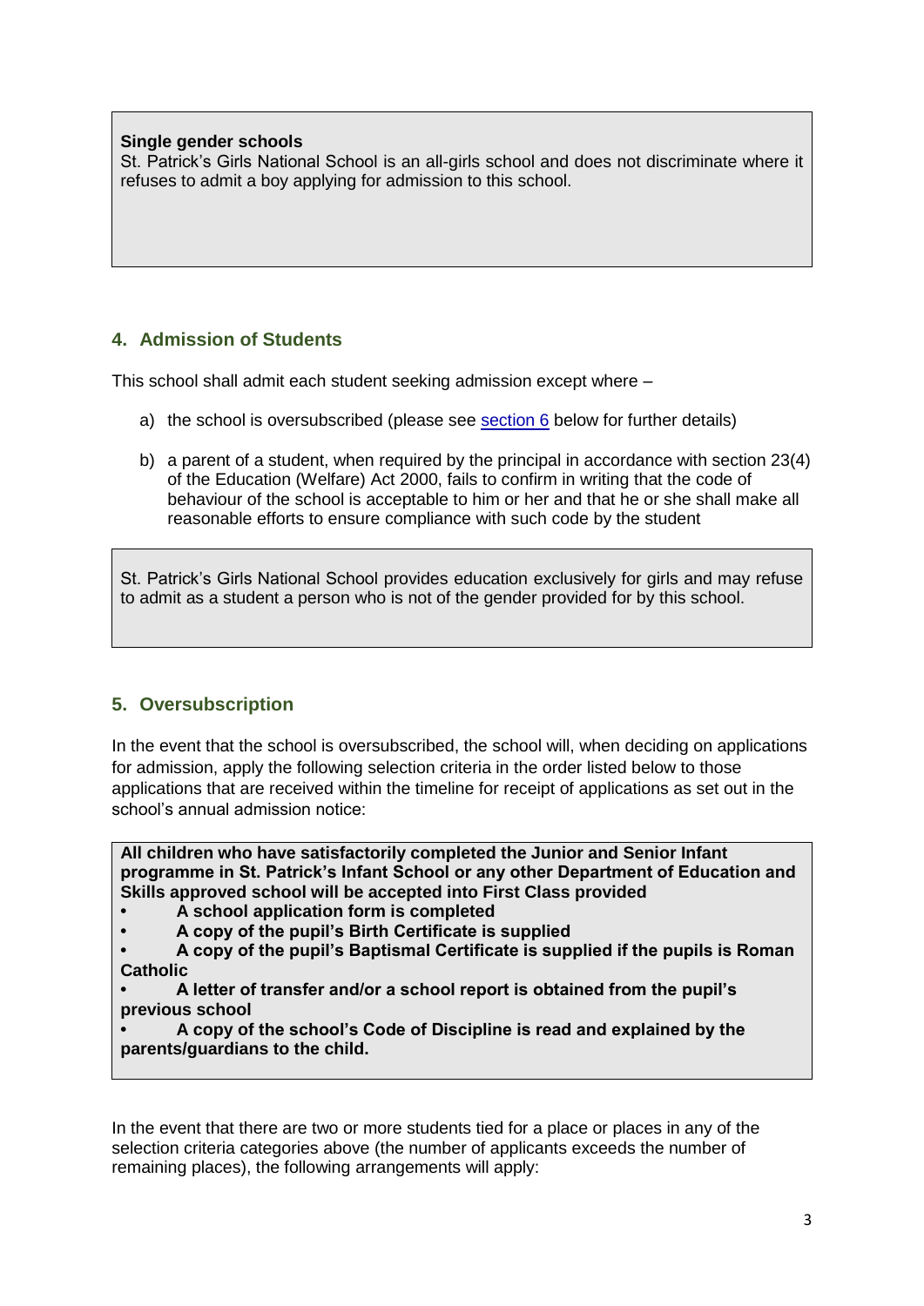**Single gender schools**

St. Patrick's Girls National School is an all-girls school and does not discriminate where it refuses to admit a boy applying for admission to this school.

## 4. Admission of Students

This school shall admit each student seeking admission except where –

a) the school is oversubscribed (please see [section 6](#) below for further details)

b) a parent of a student, when required by the principal in accordance with section 23(4) of the Education (Welfare) Act 2000, fails to confirm in writing that the code of behaviour of the school is acceptable to him or her and that he or she shall make all reasonable efforts to ensure compliance with such code by the student

St. Patrick's Girls National School provides education exclusively for girls and may refuse to admit as a student a person who is not of the gender provided for by this school.

## 5. Oversubscription

In the event that the school is oversubscribed, the school will, when deciding on applications for admission, apply the following selection criteria in the order listed below to those applications that are received within the timeline for receipt of applications as set out in the school's annual admission notice:

**All children who have satisfactorily completed the Junior and Senior Infant programme in St. Patrick's Infant School or any other Department of Education and Skills approved school will be accepted into First Class provided**

- **A school application form is completed**
- **A copy of the pupil's Birth Certificate is supplied**
- **A copy of the pupil's Baptismal Certificate is supplied if the pupils is Roman Catholic**
- **A letter of transfer and/or a school report is obtained from the pupil's previous school**
- **A copy of the school's Code of Discipline is read and explained by the parents/guardians to the child.**

In the event that there are two or more students tied for a place or places in any of the selection criteria categories above (the number of applicants exceeds the number of remaining places), the following arrangements will apply: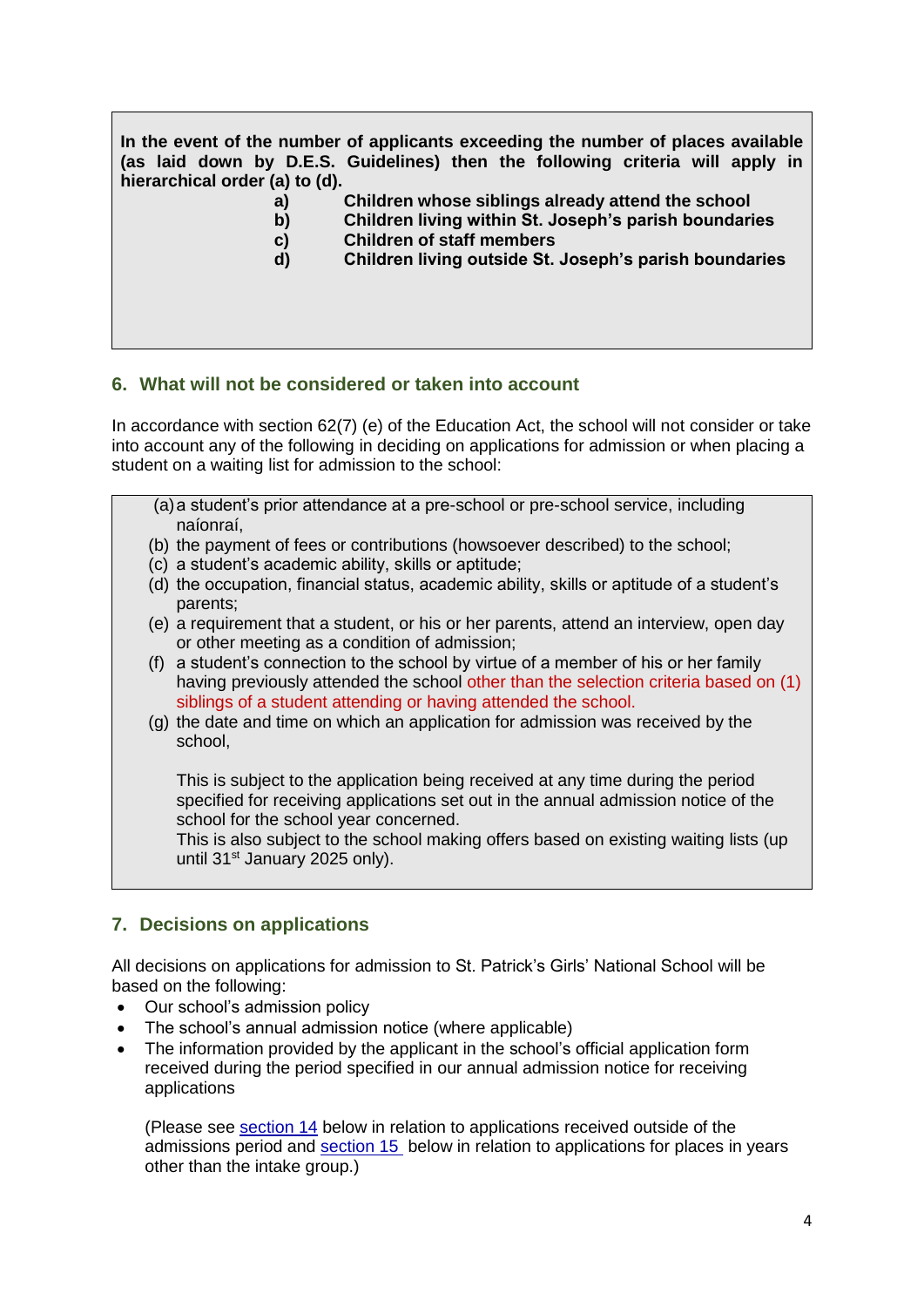**In the event of the number of applicants exceeding the number of places available (as laid down by D.E.S. Guidelines) then the following criteria will apply in hierarchical order (a) to (d).**

- **a) Children whose siblings already attend the school**
- **b) Children living within St. Joseph's parish boundaries**
- **c) Children of staff members**
- **d) Children living outside St. Joseph's parish boundaries**

## 6. What will not be considered or taken into account

In accordance with section 62(7) (e) of the Education Act, the school will not consider or take into account any of the following in deciding on applications for admission or when placing a student on a waiting list for admission to the school:

(a) a student's prior attendance at a pre-school or pre-school service, including naíonraí,
(b) the payment of fees or contributions (howsoever described) to the school;
(c) a student's academic ability, skills or aptitude;
(d) the occupation, financial status, academic ability, skills or aptitude of a student's parents;
(e) a requirement that a student, or his or her parents, attend an interview, open day or other meeting as a condition of admission;
(f) a student's connection to the school by virtue of a member of his or her family having previously attended the school other than the selection criteria based on (1) siblings of a student attending or having attended the school.
(g) the date and time on which an application for admission was received by the school,

This is subject to the application being received at any time during the period specified for receiving applications set out in the annual admission notice of the school for the school year concerned.
This is also subject to the school making offers based on existing waiting lists (up until 31st January 2025 only).

## 7. Decisions on applications

All decisions on applications for admission to St. Patrick's Girls' National School will be based on the following:

- Our school's admission policy
- The school's annual admission notice (where applicable)
- The information provided by the applicant in the school's official application form received during the period specified in our annual admission notice for receiving applications

(Please see section 14 below in relation to applications received outside of the admissions period and section 15 below in relation to applications for places in years other than the intake group.)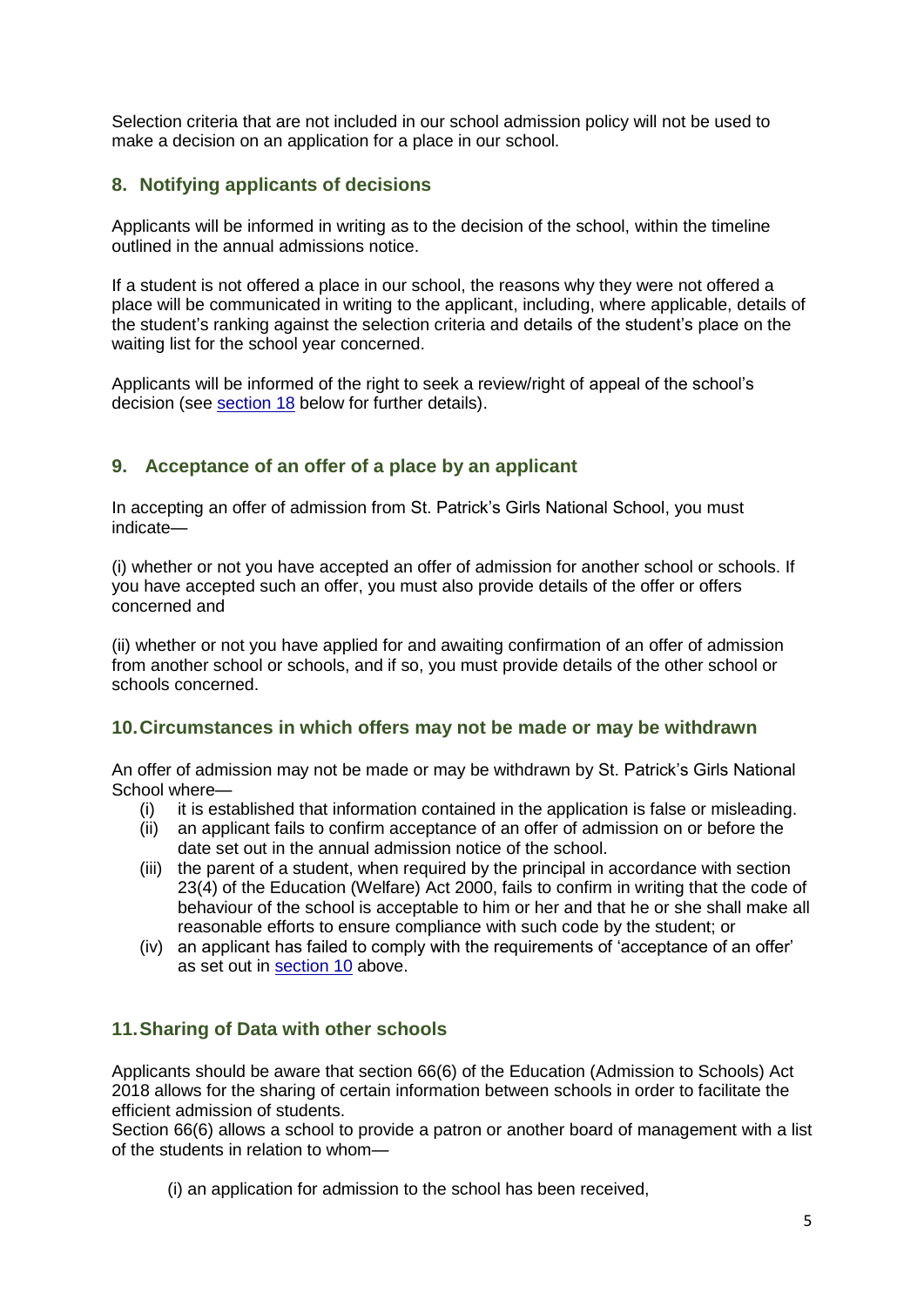Selection criteria that are not included in our school admission policy will not be used to make a decision on an application for a place in our school.

## 8. Notifying applicants of decisions

Applicants will be informed in writing as to the decision of the school, within the timeline outlined in the annual admissions notice.

If a student is not offered a place in our school, the reasons why they were not offered a place will be communicated in writing to the applicant, including, where applicable, details of the student's ranking against the selection criteria and details of the student's place on the waiting list for the school year concerned.

Applicants will be informed of the right to seek a review/right of appeal of the school's decision (see section 18 below for further details).

## 9. Acceptance of an offer of a place by an applicant

In accepting an offer of admission from St. Patrick's Girls National School, you must indicate—

(i) whether or not you have accepted an offer of admission for another school or schools. If you have accepted such an offer, you must also provide details of the offer or offers concerned and

(ii) whether or not you have applied for and awaiting confirmation of an offer of admission from another school or schools, and if so, you must provide details of the other school or schools concerned.

## 10. Circumstances in which offers may not be made or may be withdrawn

An offer of admission may not be made or may be withdrawn by St. Patrick's Girls National School where—

- (i) it is established that information contained in the application is false or misleading.
- (ii) an applicant fails to confirm acceptance of an offer of admission on or before the date set out in the annual admission notice of the school.
- (iii) the parent of a student, when required by the principal in accordance with section 23(4) of the Education (Welfare) Act 2000, fails to confirm in writing that the code of behaviour of the school is acceptable to him or her and that he or she shall make all reasonable efforts to ensure compliance with such code by the student; or
- (iv) an applicant has failed to comply with the requirements of 'acceptance of an offer' as set out in section 10 above.

## 11. Sharing of Data with other schools

Applicants should be aware that section 66(6) of the Education (Admission to Schools) Act 2018 allows for the sharing of certain information between schools in order to facilitate the efficient admission of students.
Section 66(6) allows a school to provide a patron or another board of management with a list of the students in relation to whom—

(i) an application for admission to the school has been received,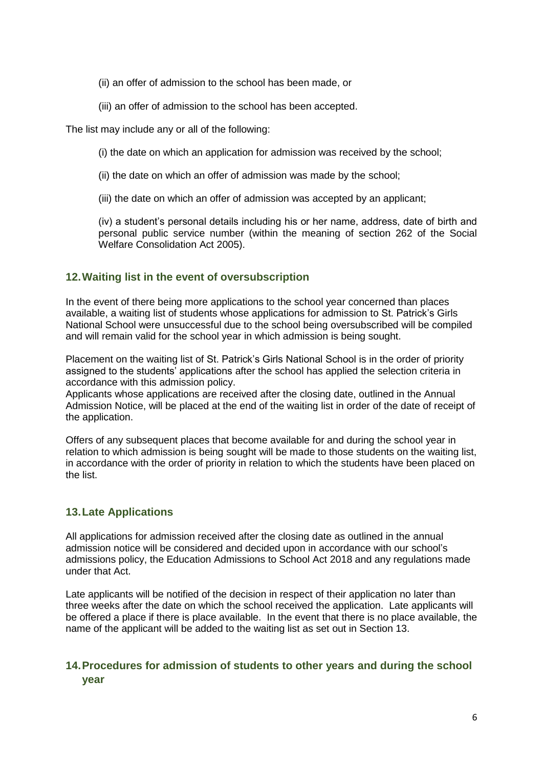(ii) an offer of admission to the school has been made, or

(iii) an offer of admission to the school has been accepted.

The list may include any or all of the following:

(i) the date on which an application for admission was received by the school;

(ii) the date on which an offer of admission was made by the school;

(iii) the date on which an offer of admission was accepted by an applicant;

(iv) a student's personal details including his or her name, address, date of birth and personal public service number (within the meaning of section 262 of the Social Welfare Consolidation Act 2005).

## 12. Waiting list in the event of oversubscription

In the event of there being more applications to the school year concerned than places available, a waiting list of students whose applications for admission to St. Patrick's Girls National School were unsuccessful due to the school being oversubscribed will be compiled and will remain valid for the school year in which admission is being sought.

Placement on the waiting list of St. Patrick's Girls National School is in the order of priority assigned to the students' applications after the school has applied the selection criteria in accordance with this admission policy.
Applicants whose applications are received after the closing date, outlined in the Annual Admission Notice, will be placed at the end of the waiting list in order of the date of receipt of the application.

Offers of any subsequent places that become available for and during the school year in relation to which admission is being sought will be made to those students on the waiting list, in accordance with the order of priority in relation to which the students have been placed on the list.

## 13. Late Applications

All applications for admission received after the closing date as outlined in the annual admission notice will be considered and decided upon in accordance with our school's admissions policy, the Education Admissions to School Act 2018 and any regulations made under that Act.

Late applicants will be notified of the decision in respect of their application no later than three weeks after the date on which the school received the application. Late applicants will be offered a place if there is place available. In the event that there is no place available, the name of the applicant will be added to the waiting list as set out in Section 13.

## 14. Procedures for admission of students to other years and during the school year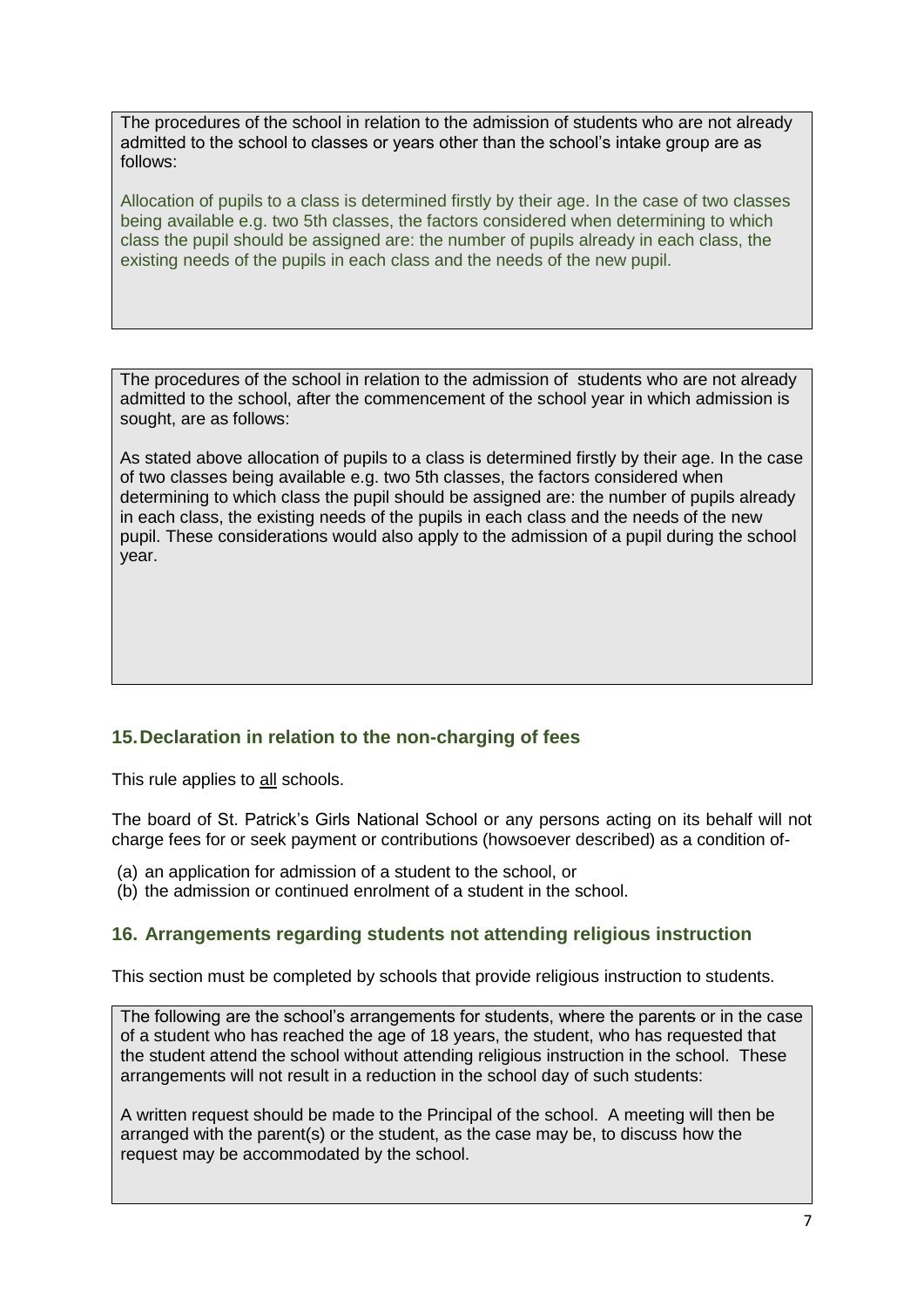The procedures of the school in relation to the admission of students who are not already admitted to the school to classes or years other than the school's intake group are as follows:

Allocation of pupils to a class is determined firstly by their age. In the case of two classes being available e.g. two 5th classes, the factors considered when determining to which class the pupil should be assigned are: the number of pupils already in each class, the existing needs of the pupils in each class and the needs of the new pupil.

The procedures of the school in relation to the admission of students who are not already admitted to the school, after the commencement of the school year in which admission is sought, are as follows:

As stated above allocation of pupils to a class is determined firstly by their age. In the case of two classes being available e.g. two 5th classes, the factors considered when determining to which class the pupil should be assigned are: the number of pupils already in each class, the existing needs of the pupils in each class and the needs of the new pupil. These considerations would also apply to the admission of a pupil during the school year.

## 15. Declaration in relation to the non-charging of fees

This rule applies to all schools.

The board of St. Patrick's Girls National School or any persons acting on its behalf will not charge fees for or seek payment or contributions (howsoever described) as a condition of-

(a) an application for admission of a student to the school, or
(b) the admission or continued enrolment of a student in the school.

## 16. Arrangements regarding students not attending religious instruction

This section must be completed by schools that provide religious instruction to students.

The following are the school's arrangements for students, where the parents or in the case of a student who has reached the age of 18 years, the student, who has requested that the student attend the school without attending religious instruction in the school. These arrangements will not result in a reduction in the school day of such students:

A written request should be made to the Principal of the school. A meeting will then be arranged with the parent(s) or the student, as the case may be, to discuss how the request may be accommodated by the school.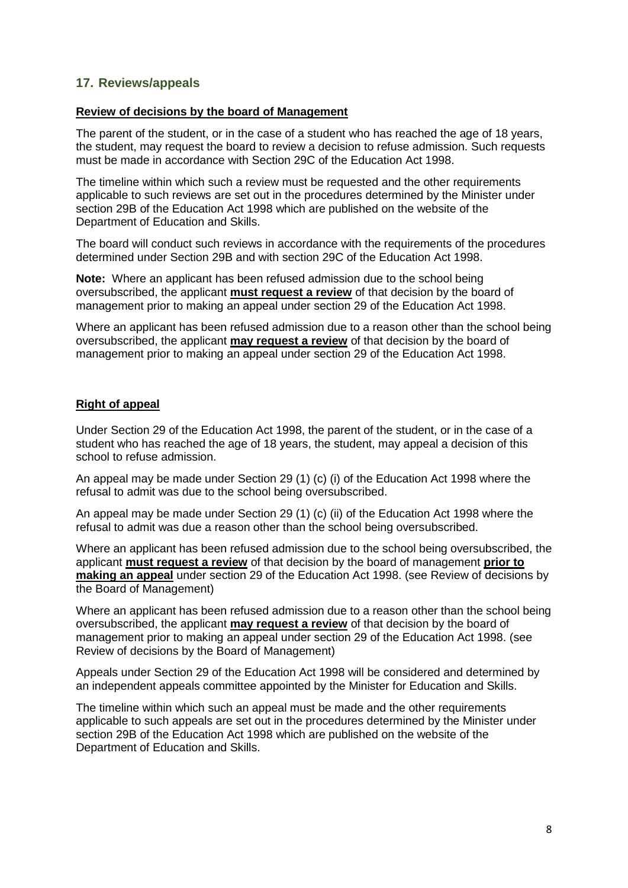## 17. Reviews/appeals

**Review of decisions by the board of Management**

The parent of the student, or in the case of a student who has reached the age of 18 years, the student, may request the board to review a decision to refuse admission. Such requests must be made in accordance with Section 29C of the Education Act 1998.

The timeline within which such a review must be requested and the other requirements applicable to such reviews are set out in the procedures determined by the Minister under section 29B of the Education Act 1998 which are published on the website of the Department of Education and Skills.

The board will conduct such reviews in accordance with the requirements of the procedures determined under Section 29B and with section 29C of the Education Act 1998.

**Note:** Where an applicant has been refused admission due to the school being oversubscribed, the applicant **must request a review** of that decision by the board of management prior to making an appeal under section 29 of the Education Act 1998.

Where an applicant has been refused admission due to a reason other than the school being oversubscribed, the applicant **may request a review** of that decision by the board of management prior to making an appeal under section 29 of the Education Act 1998.

**Right of appeal**

Under Section 29 of the Education Act 1998, the parent of the student, or in the case of a student who has reached the age of 18 years, the student, may appeal a decision of this school to refuse admission.

An appeal may be made under Section 29 (1) (c) (i) of the Education Act 1998 where the refusal to admit was due to the school being oversubscribed.

An appeal may be made under Section 29 (1) (c) (ii) of the Education Act 1998 where the refusal to admit was due a reason other than the school being oversubscribed.

Where an applicant has been refused admission due to the school being oversubscribed, the applicant **must request a review** of that decision by the board of management **prior to making an appeal** under section 29 of the Education Act 1998. (see Review of decisions by the Board of Management)

Where an applicant has been refused admission due to a reason other than the school being oversubscribed, the applicant **may request a review** of that decision by the board of management prior to making an appeal under section 29 of the Education Act 1998. (see Review of decisions by the Board of Management)

Appeals under Section 29 of the Education Act 1998 will be considered and determined by an independent appeals committee appointed by the Minister for Education and Skills.

The timeline within which such an appeal must be made and the other requirements applicable to such appeals are set out in the procedures determined by the Minister under section 29B of the Education Act 1998 which are published on the website of the Department of Education and Skills.